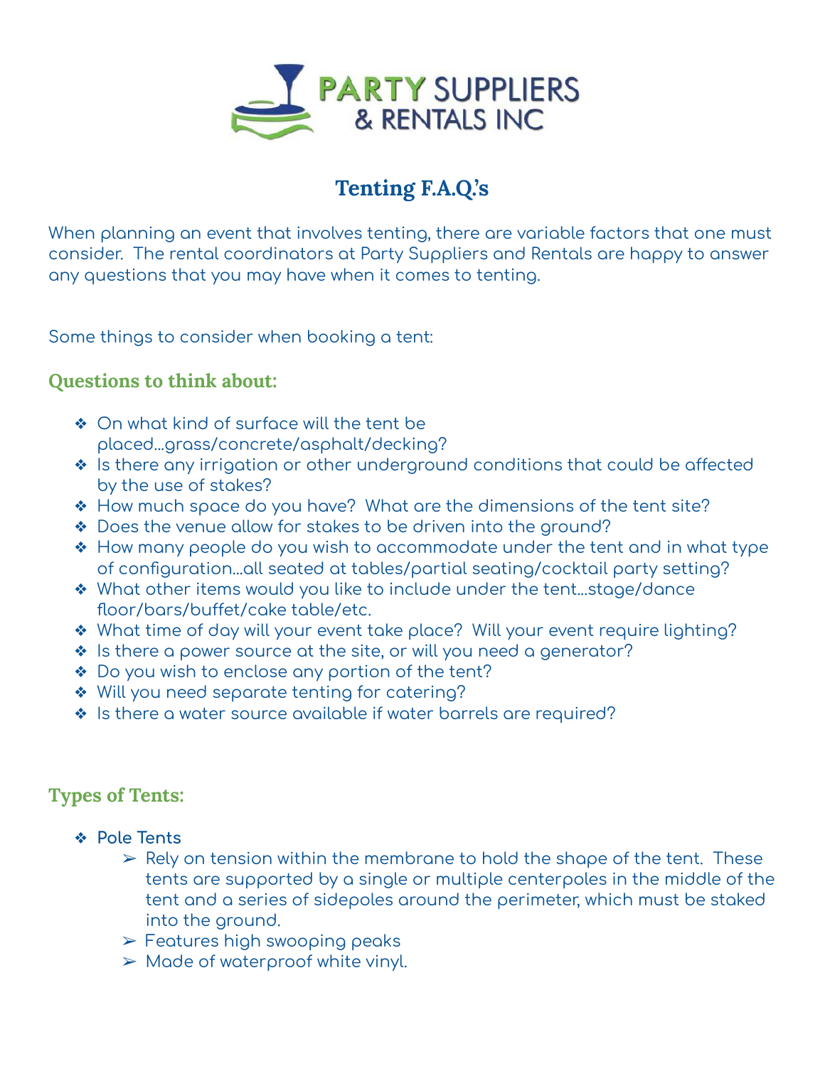PARTY SUPPLIERS & RENTALS INC

# Tenting F.A.Q.'s

When planning an event that involves tenting, there are variable factors that one must consider. The rental coordinators at Party Suppliers and Rentals are happy to answer any questions that you may have when it comes to tenting.

Some things to consider when booking a tent:

## Questions to think about:

- On what kind of surface will the tent be placed…grass/concrete/asphalt/decking?
- Is there any irrigation or other underground conditions that could be affected by the use of stakes?
- How much space do you have? What are the dimensions of the tent site?
- Does the venue allow for stakes to be driven into the ground?
- How many people do you wish to accommodate under the tent and in what type of configuration…all seated at tables/partial seating/cocktail party setting?
- What other items would you like to include under the tent…stage/dance floor/bars/buffet/cake table/etc.
- What time of day will your event take place? Will your event require lighting?
- Is there a power source at the site, or will you need a generator?
- Do you wish to enclose any portion of the tent?
- Will you need separate tenting for catering?
- Is there a water source available if water barrels are required?

## Types of Tents:

- **Pole Tents**
  - Rely on tension within the membrane to hold the shape of the tent. These tents are supported by a single or multiple centerpoles in the middle of the tent and a series of sidepoles around the perimeter, which must be staked into the ground.
  - Features high swooping peaks
  - Made of waterproof white vinyl.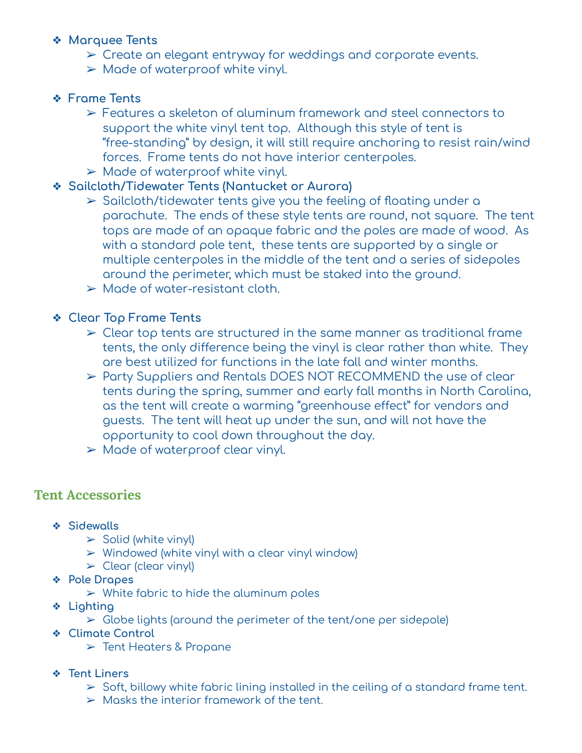- **Marquee Tents**
  - Create an elegant entryway for weddings and corporate events.
  - Made of waterproof white vinyl.

- **Frame Tents**
  - Features a skeleton of aluminum framework and steel connectors to support the white vinyl tent top. Although this style of tent is "free-standing" by design, it will still require anchoring to resist rain/wind forces. Frame tents do not have interior centerpoles.
  - Made of waterproof white vinyl.
- **Sailcloth/Tidewater Tents (Nantucket or Aurora)**
  - Sailcloth/tidewater tents give you the feeling of floating under a parachute. The ends of these style tents are round, not square. The tent tops are made of an opaque fabric and the poles are made of wood. As with a standard pole tent, these tents are supported by a single or multiple centerpoles in the middle of the tent and a series of sidepoles around the perimeter, which must be staked into the ground.
  - Made of water-resistant cloth.

- **Clear Top Frame Tents**
  - Clear top tents are structured in the same manner as traditional frame tents, the only difference being the vinyl is clear rather than white. They are best utilized for functions in the late fall and winter months.
  - Party Suppliers and Rentals DOES NOT RECOMMEND the use of clear tents during the spring, summer and early fall months in North Carolina, as the tent will create a warming "greenhouse effect" for vendors and guests. The tent will heat up under the sun, and will not have the opportunity to cool down throughout the day.
  - Made of waterproof clear vinyl.

## Tent Accessories

- **Sidewalls**
  - Solid (white vinyl)
  - Windowed (white vinyl with a clear vinyl window)
  - Clear (clear vinyl)
- **Pole Drapes**
  - White fabric to hide the aluminum poles
- **Lighting**
  - Globe lights (around the perimeter of the tent/one per sidepole)
- **Climate Control**
  - Tent Heaters & Propane

- **Tent Liners**
  - Soft, billowy white fabric lining installed in the ceiling of a standard frame tent.
  - Masks the interior framework of the tent.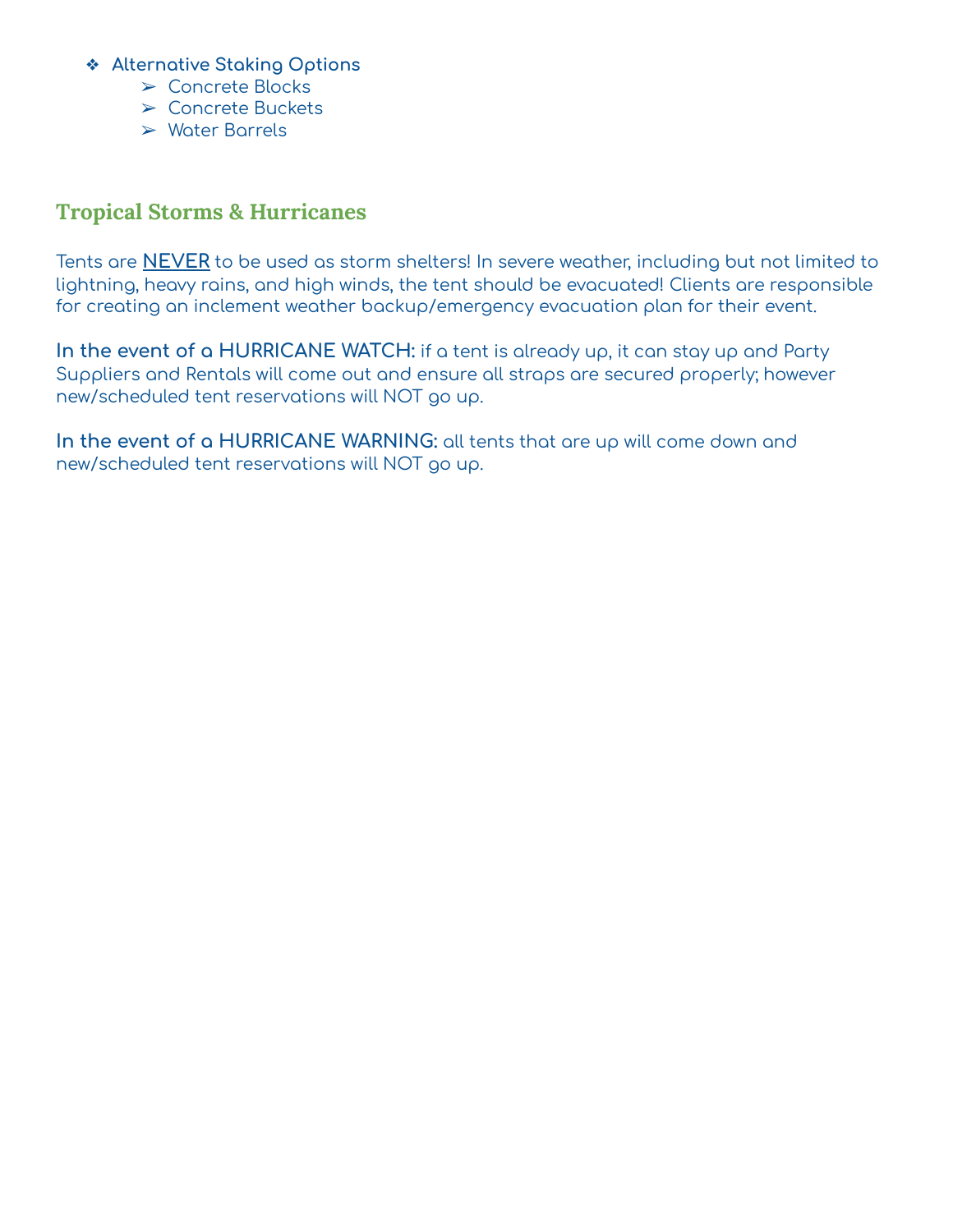- **Alternative Staking Options**
  - Concrete Blocks
  - Concrete Buckets
  - Water Barrels

## Tropical Storms & Hurricanes

Tents are **NEVER** to be used as storm shelters! In severe weather, including but not limited to lightning, heavy rains, and high winds, the tent should be evacuated! Clients are responsible for creating an inclement weather backup/emergency evacuation plan for their event.

**In the event of a HURRICANE WATCH:** if a tent is already up, it can stay up and Party Suppliers and Rentals will come out and ensure all straps are secured properly; however new/scheduled tent reservations will NOT go up.

**In the event of a HURRICANE WARNING:** all tents that are up will come down and new/scheduled tent reservations will NOT go up.